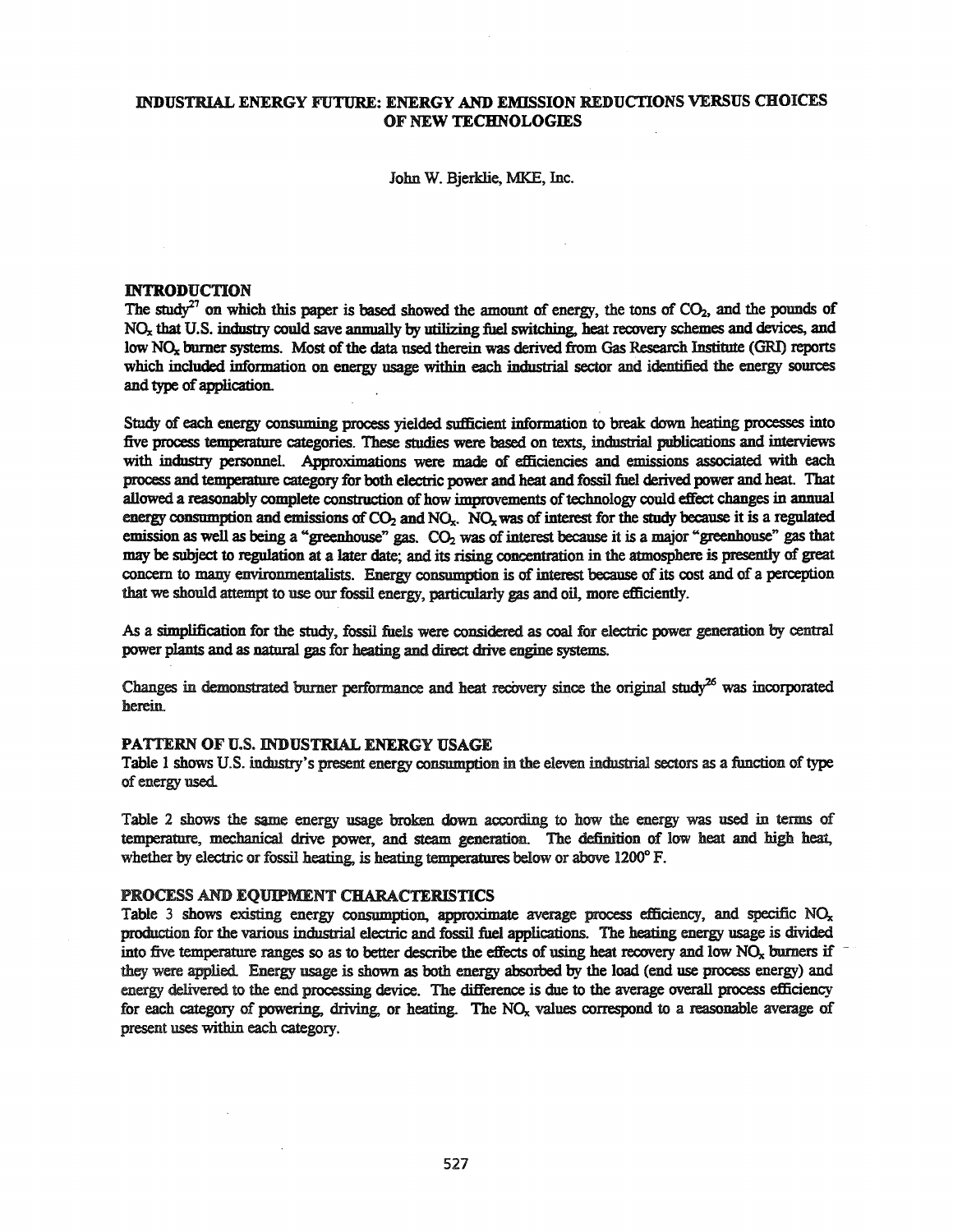# INDUSTRIAL ENERGY FUTURE: ENERGY AND EMISSION REDUCTIONS VERSUS CHOICES OF NEW TECHNOLOGIES

John W. Bjerklie, MKE, Inc.

## INTRODUCTION

The study[27] on which this paper is based showed the amount of energy, the tons of $CO_2$, and the pounds of $NO_x$ that U.S. industry could save annually by utilizing fuel switching, heat recovery schemes and devices, and low $NO_x$ burner systems. Most of the data used therein was derived from Gas Research Institute (GRI) reports which included information on energy usage within each industrial sector and identified the energy sources and type of application.

Study of each energy consuming process yielded sufficient information to break down heating processes into five process temperature categories. These studies were based on texts, industrial publications and interviews with industry personnel. Approximations were made of efficiencies and emissions associated with each process and temperature category for both electric power and heat and fossil fuel derived power and heat. That allowed a reasonably complete construction of how improvements of technology could effect changes in annual energy consumption and emissions of $CO_2$ and $NO_x$. $NO_x$ was of interest for the study because it is a regulated emission as well as being a "greenhouse" gas. $CO_2$ was of interest because it is a major "greenhouse" gas that may be subject to regulation at a later date; and its rising concentration in the atmosphere is presently of great concern to many environmentalists. Energy consumption is of interest because of its cost and of a perception that we should attempt to use our fossil energy, particularly gas and oil, more efficiently.

As a simplification for the study, fossil fuels were considered as coal for electric power generation by central power plants and as natural gas for heating and direct drive engine systems.

Changes in demonstrated burner performance and heat recovery since the original study[26] was incorporated herein.

## PATTERN OF U.S. INDUSTRIAL ENERGY USAGE

Table 1 shows U.S. industry's present energy consumption in the eleven industrial sectors as a function of type of energy used.

Table 2 shows the same energy usage broken down according to how the energy was used in terms of temperature, mechanical drive power, and steam generation. The definition of low heat and high heat, whether by electric or fossil heating, is heating temperatures below or above 1200° F.

## PROCESS AND EQUIPMENT CHARACTERISTICS

Table 3 shows existing energy consumption, approximate average process efficiency, and specific $NO_x$ production for the various industrial electric and fossil fuel applications. The heating energy usage is divided into five temperature ranges so as to better describe the effects of using heat recovery and low $NO_x$ burners if they were applied. Energy usage is shown as both energy absorbed by the load (end use process energy) and energy delivered to the end processing device. The difference is due to the average overall process efficiency for each category of powering, driving, or heating. The $NO_x$ values correspond to a reasonable average of present uses within each category.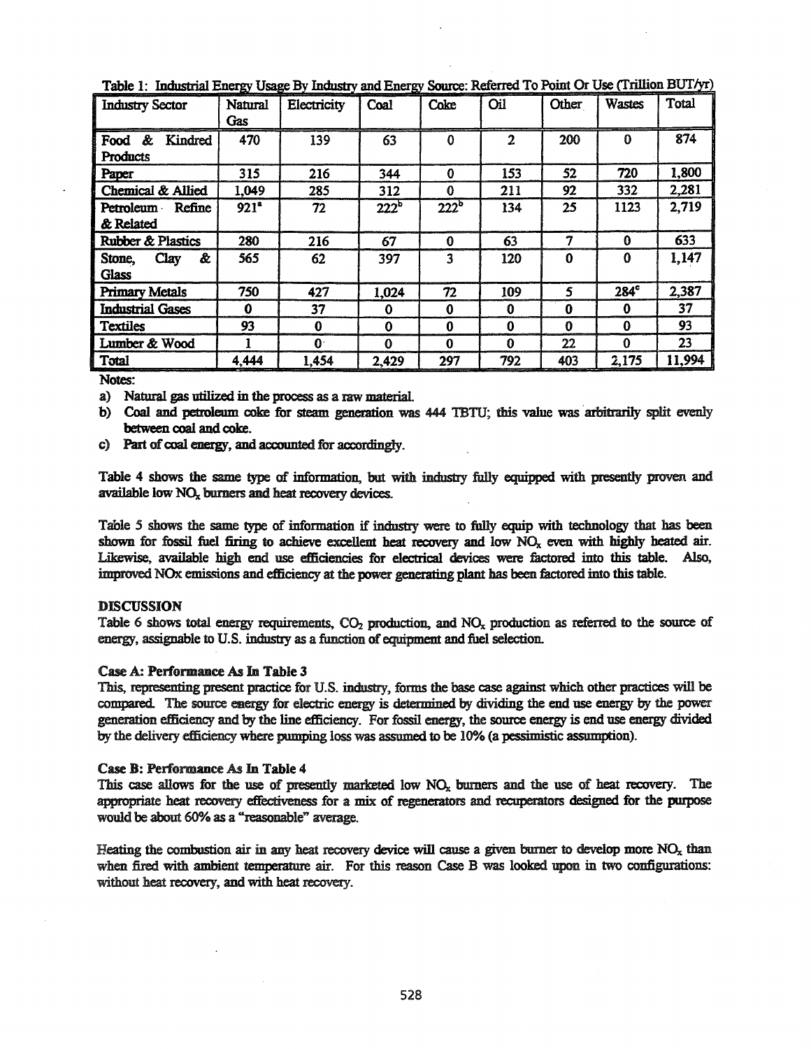Table 1: Industrial Energy Usage By Industry and Energy Source: Referred To Point Or Use (Trillion BUT/yr)

| Industry Sector | Natural Gas | Electricity | Coal | Coke | Oil | Other | Wastes | Total |
|---|---|---|---|---|---|---|---|---|
| Food & Kindred Products | 470 | 139 | 63 | 0 | 2 | 200 | 0 | 874 |
| Paper | 315 | 216 | 344 | 0 | 153 | 52 | 720 | 1,800 |
| Chemical & Allied | 1,049 | 285 | 312 | 0 | 211 | 92 | 332 | 2,281 |
| Petroleum Refine & Related | 921[a] | 72 | 222[b] | 222[b] | 134 | 25 | 1123 | 2,719 |
| Rubber & Plastics | 280 | 216 | 67 | 0 | 63 | 7 | 0 | 633 |
| Stone, Clay & Glass | 565 | 62 | 397 | 3 | 120 | 0 | 0 | 1,147 |
| Primary Metals | 750 | 427 | 1,024 | 72 | 109 | 5 | 284[c] | 2,387 |
| Industrial Gases | 0 | 37 | 0 | 0 | 0 | 0 | 0 | 37 |
| Textiles | 93 | 0 | 0 | 0 | 0 | 0 | 0 | 93 |
| Lumber & Wood | 1 | 0 | 0 | 0 | 0 | 22 | 0 | 23 |
| Total | 4,444 | 1,454 | 2,429 | 297 | 792 | 403 | 2,175 | 11,994 |

Notes:

a) Natural gas utilized in the process as a raw material.

b) Coal and petroleum coke for steam generation was 444 TBTU; this value was arbitrarily split evenly between coal and coke.

c) Part of coal energy, and accounted for accordingly.

Table 4 shows the same type of information, but with industry fully equipped with presently proven and available low $NO_x$ burners and heat recovery devices.

Table 5 shows the same type of information if industry were to fully equip with technology that has been shown for fossil fuel firing to achieve excellent heat recovery and low $NO_x$ even with highly heated air. Likewise, available high end use efficiencies for electrical devices were factored into this table. Also, improved NOx emissions and efficiency at the power generating plant has been factored into this table.

## DISCUSSION

Table 6 shows total energy requirements, $CO_2$ production, and $NO_x$ production as referred to the source of energy, assignable to U.S. industry as a function of equipment and fuel selection.

### Case A: Performance As In Table 3

This, representing present practice for U.S. industry, forms the base case against which other practices will be compared. The source energy for electric energy is determined by dividing the end use energy by the power generation efficiency and by the line efficiency. For fossil energy, the source energy is end use energy divided by the delivery efficiency where pumping loss was assumed to be 10% (a pessimistic assumption).

### Case B: Performance As In Table 4

This case allows for the use of presently marketed low $NO_x$ burners and the use of heat recovery. The appropriate heat recovery effectiveness for a mix of regenerators and recuperators designed for the purpose would be about 60% as a "reasonable" average.

Heating the combustion air in any heat recovery device will cause a given burner to develop more $NO_x$ than when fired with ambient temperature air. For this reason Case B was looked upon in two configurations: without heat recovery, and with heat recovery.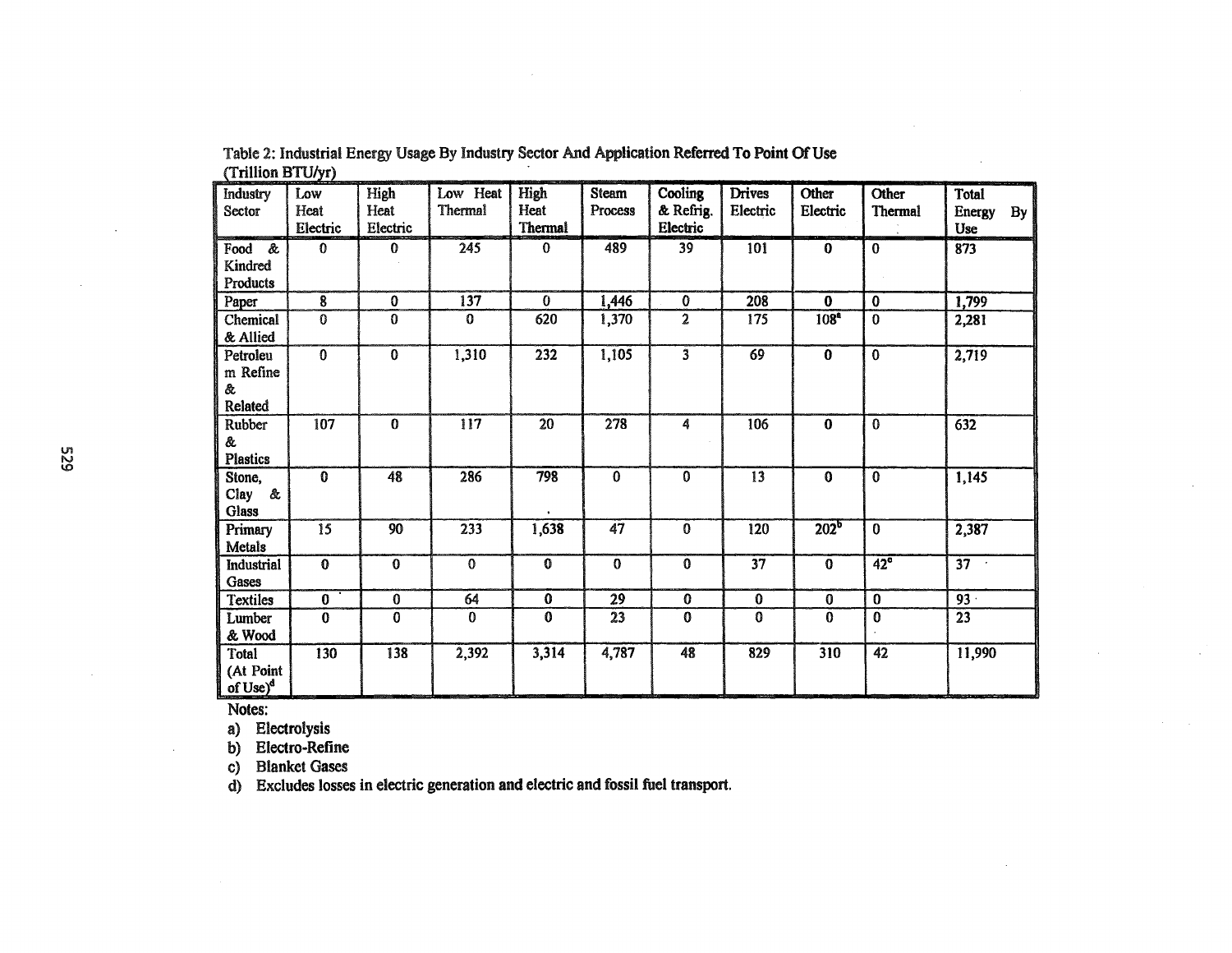Table 2: Industrial Energy Usage By Industry Sector And Application Referred To Point Of Use (Trillion BTU/yr)

| Industry Sector | Low Heat Electric | High Heat Electric | Low Heat Thermal | High Heat Thermal | Steam Process | Cooling & Refrig. Electric | Drives Electric | Other Electric | Other Thermal | Total Energy By Use |
|---|---|---|---|---|---|---|---|---|---|---|
| Food & Kindred Products | 0 | 0 | 245 | 0 | 489 | 39 | 101 | 0 | 0 | 873 |
| Paper | 8 | 0 | 137 | 0 | 1,446 | 0 | 208 | 0 | 0 | 1,799 |
| Chemical & Allied | 0 | 0 | 0 | 620 | 1,370 | 2 | 175 | 108[a] | 0 | 2,281 |
| Petroleum Refine & Related | 0 | 0 | 1,310 | 232 | 1,105 | 3 | 69 | 0 | 0 | 2,719 |
| Rubber & Plastics | 107 | 0 | 117 | 20 | 278 | 4 | 106 | 0 | 0 | 632 |
| Stone, Clay & Glass | 0 | 48 | 286 | 798 | 0 | 0 | 13 | 0 | 0 | 1,145 |
| Primary Metals | 15 | 90 | 233 | 1,638 | 47 | 0 | 120 | 202[b] | 0 | 2,387 |
| Industrial Gases | 0 | 0 | 0 | 0 | 0 | 0 | 37 | 0 | 42[c] | 37 |
| Textiles | 0 | 0 | 64 | 0 | 29 | 0 | 0 | 0 | 0 | 93 |
| Lumber & Wood | 0 | 0 | 0 | 0 | 23 | 0 | 0 | 0 | 0 | 23 |
| Total (At Point of Use)[d] | 130 | 138 | 2,392 | 3,314 | 4,787 | 48 | 829 | 310 | 42 | 11,990 |

Notes:

a) Electrolysis
b) Electro-Refine
c) Blanket Gases
d) Excludes losses in electric generation and electric and fossil fuel transport.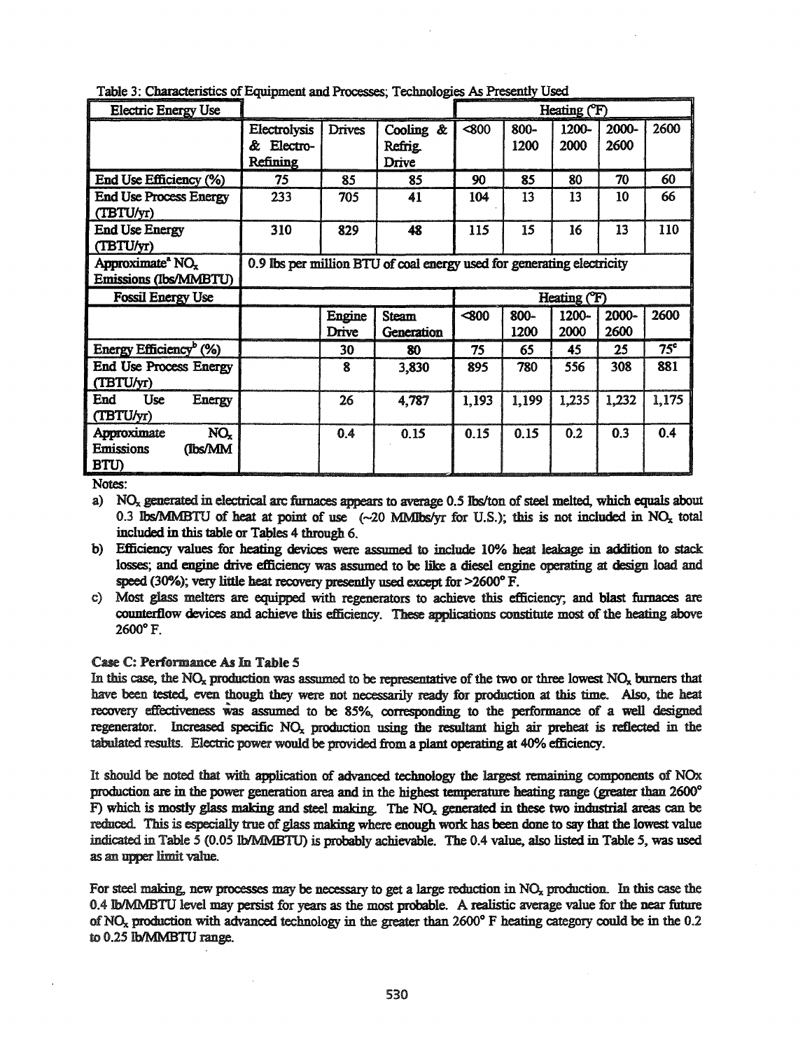Table 3: Characteristics of Equipment and Processes; Technologies As Presently Used

| Electric Energy Use | | | | Heating (°F) | | | | |
|---|---|---|---|---|---|---|---|---|
| | Electrolysis & Electro-Refining | Drives | Cooling & Refrig. Drive | <800 | 800-1200 | 1200-2000 | 2000-2600 | 2600 |
| End Use Efficiency (%) | 75 | 85 | 85 | 90 | 85 | 80 | 70 | 60 |
| End Use Process Energy (TBTU/yr) | 233 | 705 | 41 | 104 | 13 | 13 | 10 | 66 |
| End Use Energy (TBTU/yr) | 310 | 829 | 48 | 115 | 15 | 16 | 13 | 110 |
| Approximate[a] $NO_x$ Emissions (lbs/MMBTU) | 0.9 lbs per million BTU of coal energy used for generating electricity | | | | | | | |
| **Fossil Energy Use** | | | | Heating (°F) | | | | |
| | | Engine Drive | Steam Generation | <800 | 800-1200 | 1200-2000 | 2000-2600 | 2600 |
| Energy Efficiency[b] (%) | | 30 | 80 | 75 | 65 | 45 | 25 | 75[c] |
| End Use Process Energy (TBTU/yr) | | 8 | 3,830 | 895 | 780 | 556 | 308 | 881 |
| End Use Energy (TBTU/yr) | | 26 | 4,787 | 1,193 | 1,199 | 1,235 | 1,232 | 1,175 |
| Approximate $NO_x$ Emissions (lbs/MM BTU) | | 0.4 | 0.15 | 0.15 | 0.15 | 0.2 | 0.3 | 0.4 |

Notes:

a) $NO_x$ generated in electrical arc furnaces appears to average 0.5 lbs/ton of steel melted, which equals about 0.3 lbs/MMBTU of heat at point of use (~20 MMlbs/yr for U.S.); this is not included in $NO_x$ total included in this table or Tables 4 through 6.

b) Efficiency values for heating devices were assumed to include 10% heat leakage in addition to stack losses; and engine drive efficiency was assumed to be like a diesel engine operating at design load and speed (30%); very little heat recovery presently used except for >2600° F.

c) Most glass melters are equipped with regenerators to achieve this efficiency; and blast furnaces are counterflow devices and achieve this efficiency. These applications constitute most of the heating above 2600° F.

**Case C: Performance As In Table 5**

In this case, the $NO_x$ production was assumed to be representative of the two or three lowest $NO_x$ burners that have been tested, even though they were not necessarily ready for production at this time. Also, the heat recovery effectiveness was assumed to be 85%, corresponding to the performance of a well designed regenerator. Increased specific $NO_x$ production using the resultant high air preheat is reflected in the tabulated results. Electric power would be provided from a plant operating at 40% efficiency.

It should be noted that with application of advanced technology the largest remaining components of NOx production are in the power generation area and in the highest temperature heating range (greater than 2600° F) which is mostly glass making and steel making. The $NO_x$ generated in these two industrial areas can be reduced. This is especially true of glass making where enough work has been done to say that the lowest value indicated in Table 5 (0.05 lb/MMBTU) is probably achievable. The 0.4 value, also listed in Table 5, was used as an upper limit value.

For steel making, new processes may be necessary to get a large reduction in $NO_x$ production. In this case the 0.4 lb/MMBTU level may persist for years as the most probable. A realistic average value for the near future of $NO_x$ production with advanced technology in the greater than 2600° F heating category could be in the 0.2 to 0.25 lb/MMBTU range.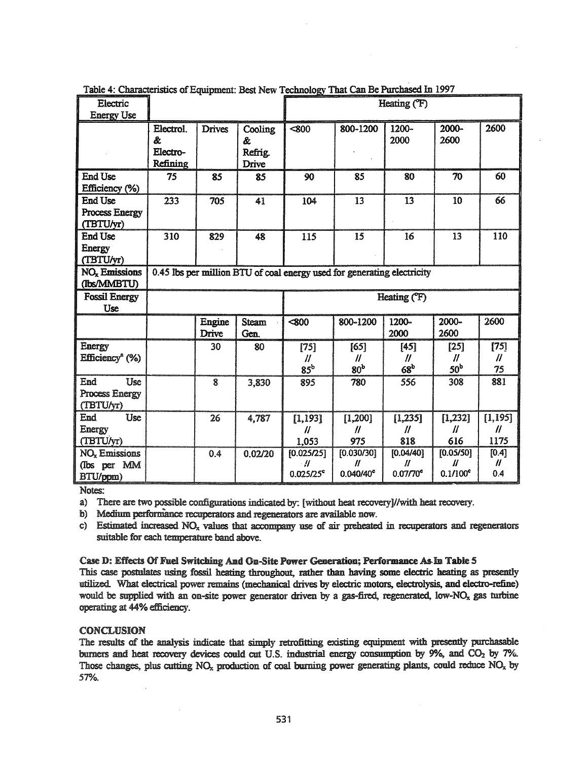Table 4: Characteristics of Equipment: Best New Technology That Can Be Purchased In 1997

| Electric Energy Use | | | | Heating (°F) | | | | |
|---|---|---|---|---|---|---|---|---|
| | Electrol. & Electro-Refining | Drives | Cooling & Refrig. Drive | <800 | 800-1200 | 1200-2000 | 2000-2600 | 2600 |
| End Use Efficiency (%) | 75 | 85 | 85 | 90 | 85 | 80 | 70 | 60 |
| End Use Process Energy (TBTU/yr) | 233 | 705 | 41 | 104 | 13 | 13 | 10 | 66 |
| End Use Energy (TBTU/yr) | 310 | 829 | 48 | 115 | 15 | 16 | 13 | 110 |
| $NO_x$ Emissions (lbs/MMBTU) | 0.45 lbs per million BTU of coal energy used for generating electricity | | | | | | | |
| **Fossil Energy Use** | | | | Heating (°F) | | | | |
| | | Engine Drive | Steam Gen. | <800 | 800-1200 | 1200-2000 | 2000-2600 | 2600 |
| Energy Efficiency[a] (%) | | 30 | 80 | [75] // 85[b] | [65] // 80[b] | [45] // 68[b] | [25] // 50[b] | [75] // 75 |
| End Use Process Energy (TBTU/yr) | | 8 | 3,830 | 895 | 780 | 556 | 308 | 881 |
| End Use Energy (TBTU/yr) | | 26 | 4,787 | [1,193] // 1,053 | [1,200] // 975 | [1,235] // 818 | [1,232] // 616 | [1,195] // 1175 |
| $NO_x$ Emissions (lbs per MM BTU/ppm) | | 0.4 | 0.02/20 | [0.025/25] // 0.025/25[c] | [0.030/30] // 0.040/40[c] | [0.04/40] // 0.07/70[c] | [0.05/50] // 0.1/100[c] | [0.4] // 0.4 |

Notes:

a) There are two possible configurations indicated by: [without heat recovery]//with heat recovery.

b) Medium performance recuperators and regenerators are available now.

c) Estimated increased $NO_x$ values that accompany use of air preheated in recuperators and regenerators suitable for each temperature band above.

**Case D: Effects Of Fuel Switching And On-Site Power Generation; Performance As In Table 5**

This case postulates using fossil heating throughout, rather than having some electric heating as presently utilized. What electrical power remains (mechanical drives by electric motors, electrolysis, and electro-refine) would be supplied with an on-site power generator driven by a gas-fired, regenerated, low-$NO_x$ gas turbine operating at 44% efficiency.

## CONCLUSION

The results of the analysis indicate that simply retrofitting existing equipment with presently purchasable burners and heat recovery devices could cut U.S. industrial energy consumption by 9%, and $CO_2$ by 7%. Those changes, plus cutting $NO_x$ production of coal burning power generating plants, could reduce $NO_x$ by 57%.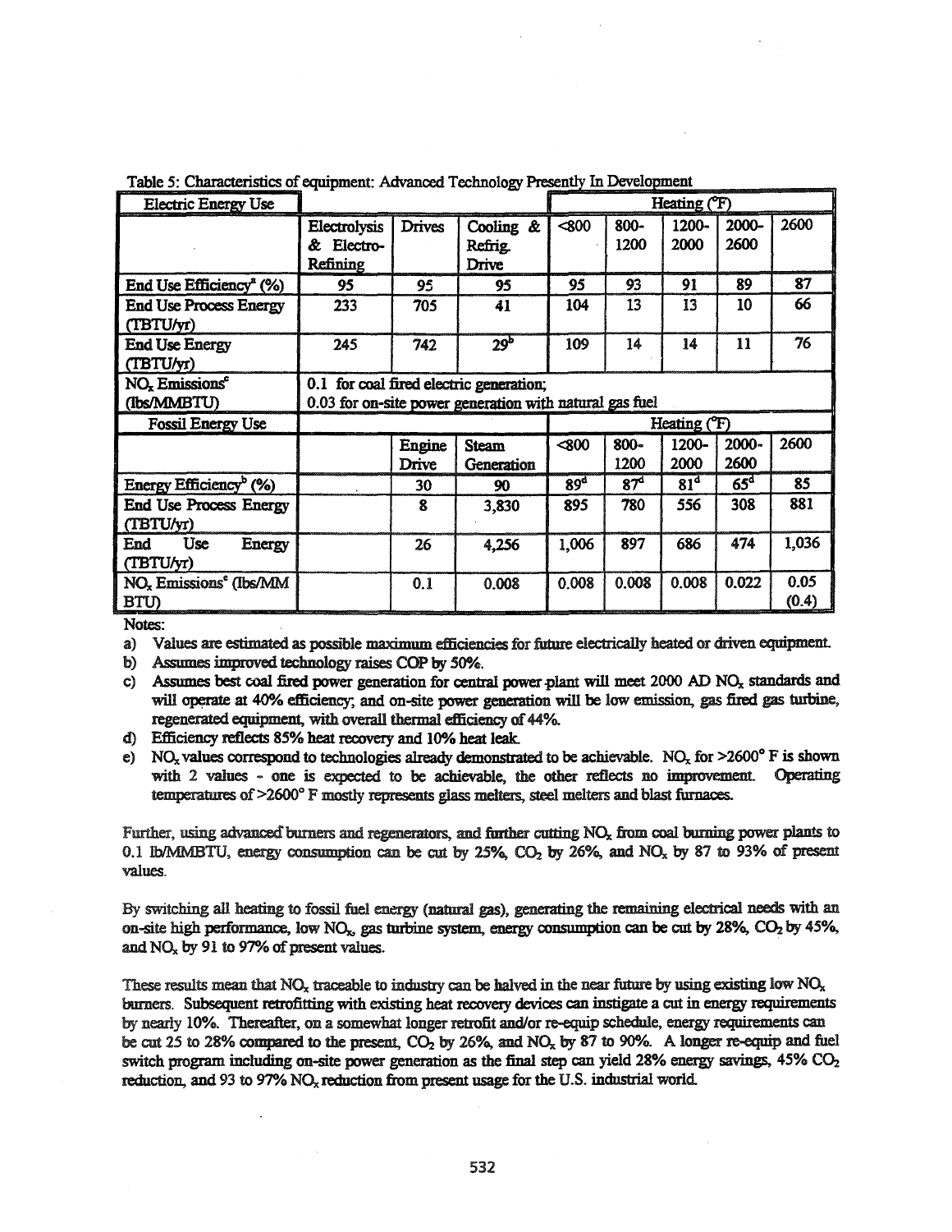Table 5: Characteristics of equipment: Advanced Technology Presently In Development

| Electric Energy Use | | | | Heating (°F) | | | | |
|---|---|---|---|---|---|---|---|---|
| | Electrolysis & Electro-Refining | Drives | Cooling & Refrig. Drive | <800 | 800-1200 | 1200-2000 | 2000-2600 | 2600 |
| End Use Efficiency[a] (%) | 95 | 95 | 95 | 95 | 93 | 91 | 89 | 87 |
| End Use Process Energy (TBTU/yr) | 233 | 705 | 41 | 104 | 13 | 13 | 10 | 66 |
| End Use Energy (TBTU/yr) | 245 | 742 | 29[b] | 109 | 14 | 14 | 11 | 76 |
| $NO_x$ Emissions[c] (lbs/MMBTU) | 0.1 for coal fired electric generation; 0.03 for on-site power generation with natural gas fuel | | | | | | | |
| **Fossil Energy Use** | | | | Heating (°F) | | | | |
| | | Engine Drive | Steam Generation | <800 | 800-1200 | 1200-2000 | 2000-2600 | 2600 |
| Energy Efficiency[b] (%) | | 30 | 90 | 89[d] | 87[d] | 81[d] | 65[d] | 85 |
| End Use Process Energy (TBTU/yr) | | 8 | 3,830 | 895 | 780 | 556 | 308 | 881 |
| End Use Energy (TBTU/yr) | | 26 | 4,256 | 1,006 | 897 | 686 | 474 | 1,036 |
| $NO_x$ Emissions[e] (lbs/MM BTU) | | 0.1 | 0.008 | 0.008 | 0.008 | 0.008 | 0.022 | 0.05 (0.4) |

Notes:

a) Values are estimated as possible maximum efficiencies for future electrically heated or driven equipment.

b) Assumes improved technology raises COP by 50%.

c) Assumes best coal fired power generation for central power plant will meet 2000 AD $NO_x$ standards and will operate at 40% efficiency; and on-site power generation will be low emission, gas fired gas turbine, regenerated equipment, with overall thermal efficiency of 44%.

d) Efficiency reflects 85% heat recovery and 10% heat leak.

e) $NO_x$ values correspond to technologies already demonstrated to be achievable. $NO_x$ for >2600° F is shown with 2 values - one is expected to be achievable, the other reflects no improvement. Operating temperatures of >2600° F mostly represents glass melters, steel melters and blast furnaces.

Further, using advanced burners and regenerators, and further cutting $NO_x$ from coal burning power plants to 0.1 lb/MMBTU, energy consumption can be cut by 25%, $CO_2$ by 26%, and $NO_x$ by 87 to 93% of present values.

By switching all heating to fossil fuel energy (natural gas), generating the remaining electrical needs with an on-site high performance, low $NO_x$, gas turbine system, energy consumption can be cut by 28%, $CO_2$ by 45%, and $NO_x$ by 91 to 97% of present values.

These results mean that $NO_x$ traceable to industry can be halved in the near future by using existing low $NO_x$ burners. Subsequent retrofitting with existing heat recovery devices can instigate a cut in energy requirements by nearly 10%. Thereafter, on a somewhat longer retrofit and/or re-equip schedule, energy requirements can be cut 25 to 28% compared to the present, $CO_2$ by 26%, and $NO_x$ by 87 to 90%. A longer re-equip and fuel switch program including on-site power generation as the final step can yield 28% energy savings, 45% $CO_2$ reduction, and 93 to 97% $NO_x$ reduction from present usage for the U.S. industrial world.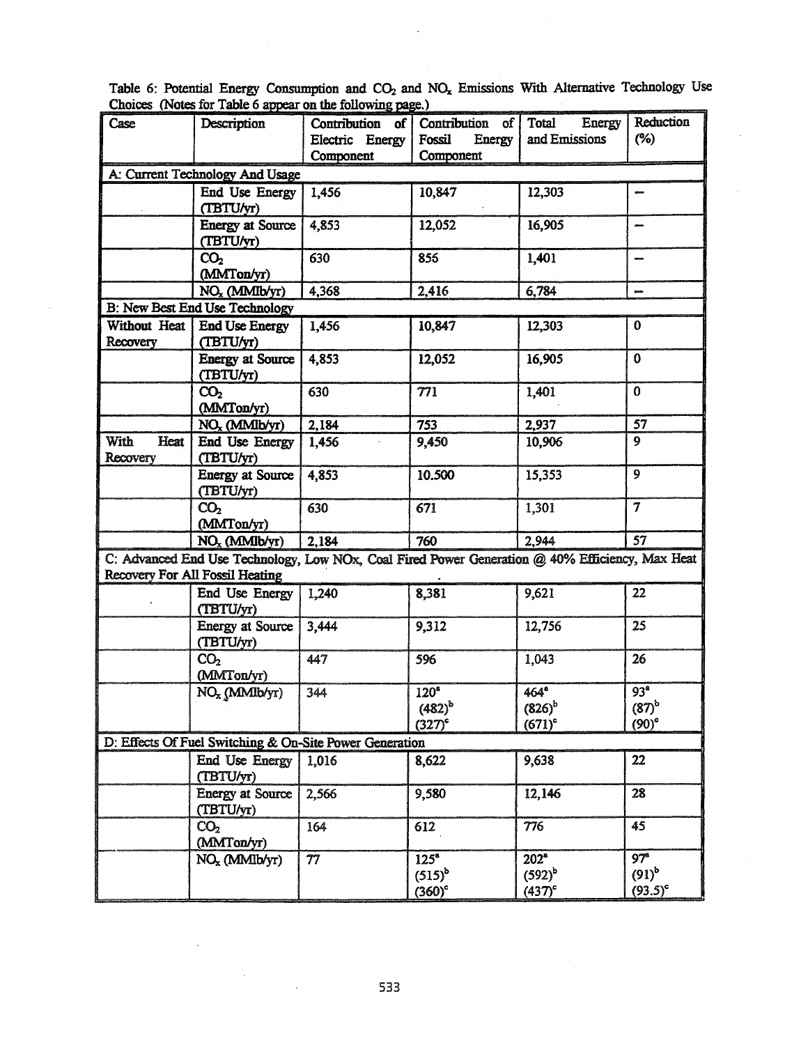Table 6: Potential Energy Consumption and $CO_2$ and $NO_x$ Emissions With Alternative Technology Use Choices (Notes for Table 6 appear on the following page.)

| Case | Description | Contribution of Electric Energy Component | Contribution of Fossil Energy Component | Total Energy and Emissions | Reduction (%) |
|---|---|---|---|---|---|
| A: Current Technology And Usage | | | | | |
| | End Use Energy (TBTU/yr) | 1,456 | 10,847 | 12,303 | – |
| | Energy at Source (TBTU/yr) | 4,853 | 12,052 | 16,905 | – |
| | $CO_2$ (MMTon/yr) | 630 | 856 | 1,401 | – |
| | $NO_x$ (MMlb/yr) | 4,368 | 2,416 | 6,784 | – |
| B: New Best End Use Technology | | | | | |
| Without Heat Recovery | End Use Energy (TBTU/yr) | 1,456 | 10,847 | 12,303 | 0 |
| | Energy at Source (TBTU/yr) | 4,853 | 12,052 | 16,905 | 0 |
| | $CO_2$ (MMTon/yr) | 630 | 771 | 1,401 | 0 |
| | $NO_x$ (MMlb/yr) | 2,184 | 753 | 2,937 | 57 |
| With Heat Recovery | End Use Energy (TBTU/yr) | 1,456 | 9,450 | 10,906 | 9 |
| | Energy at Source (TBTU/yr) | 4,853 | 10.500 | 15,353 | 9 |
| | $CO_2$ (MMTon/yr) | 630 | 671 | 1,301 | 7 |
| | $NO_x$ (MMlb/yr) | 2,184 | 760 | 2,944 | 57 |
| C: Advanced End Use Technology, Low NOx, Coal Fired Power Generation @ 40% Efficiency, Max Heat Recovery For All Fossil Heating | | | | | |
| | End Use Energy (TBTU/yr) | 1,240 | 8,381 | 9,621 | 22 |
| | Energy at Source (TBTU/yr) | 3,444 | 9,312 | 12,756 | 25 |
| | $CO_2$ (MMTon/yr) | 447 | 596 | 1,043 | 26 |
| | $NO_x$ (MMlb/yr) | 344 | 120[a] (482)[b] (327)[c] | 464[a] (826)[b] (671)[c] | 93[a] (87)[b] (90)[c] |
| D: Effects Of Fuel Switching & On-Site Power Generation | | | | | |
| | End Use Energy (TBTU/yr) | 1,016 | 8,622 | 9,638 | 22 |
| | Energy at Source (TBTU/yr) | 2,566 | 9,580 | 12,146 | 28 |
| | $CO_2$ (MMTon/yr) | 164 | 612 | 776 | 45 |
| | $NO_x$ (MMlb/yr) | 77 | 125[a] (515)[b] (360)[c] | 202[a] (592)[b] (437)[c] | 97[a] (91)[b] (93.5)[c] |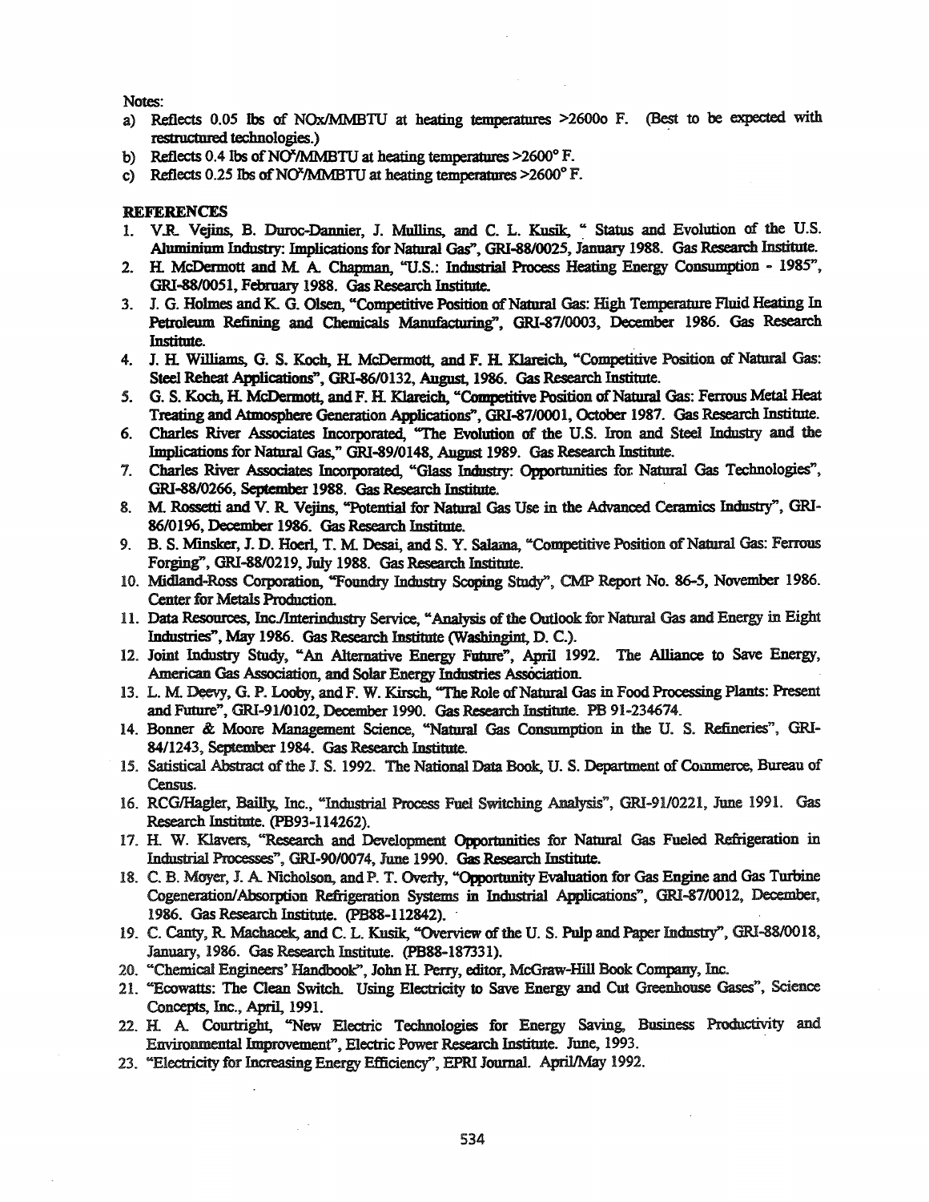Notes:

a) Reflects 0.05 lbs of NOx/MMBTU at heating temperatures >2600o F. (Best to be expected with restructured technologies.)
b) Reflects 0.4 lbs of $NO^x$/MMBTU at heating temperatures >2600° F.
c) Reflects 0.25 lbs of $NO^x$/MMBTU at heating temperatures >2600° F.

**REFERENCES**

1. V.R. Vejins, B. Duroc-Dannier, J. Mullins, and C. L. Kusik, " Status and Evolution of the U.S. Aluminium Industry: Implications for Natural Gas", GRI-88/0025, January 1988. Gas Research Institute.
2. H. McDermott and M. A. Chapman, "U.S.: Industrial Process Heating Energy Consumption - 1985", GRI-88/0051, February 1988. Gas Research Institute.
3. J. G. Holmes and K. G. Olsen, "Competitive Position of Natural Gas: High Temperature Fluid Heating In Petroleum Refining and Chemicals Manufacturing", GRI-87/0003, December 1986. Gas Research Institute.
4. J. H. Williams, G. S. Koch, H. McDermott, and F. H. Klareich, "Competitive Position of Natural Gas: Steel Reheat Applications", GRI-86/0132, August, 1986. Gas Research Institute.
5. G. S. Koch, H. McDermott, and F. H. Klareich, "Competitive Position of Natural Gas: Ferrous Metal Heat Treating and Atmosphere Generation Applications", GRI-87/0001, October 1987. Gas Research Institute.
6. Charles River Associates Incorporated, "The Evolution of the U.S. Iron and Steel Industry and the Implications for Natural Gas," GRI-89/0148, August 1989. Gas Research Institute.
7. Charles River Associates Incorporated, "Glass Industry: Opportunities for Natural Gas Technologies", GRI-88/0266, September 1988. Gas Research Institute.
8. M. Rossetti and V. R. Vejins, "Potential for Natural Gas Use in the Advanced Ceramics Industry", GRI-86/0196, December 1986. Gas Research Institute.
9. B. S. Minsker, J. D. Hoerl, T. M. Desai, and S. Y. Salama, "Competitive Position of Natural Gas: Ferrous Forging", GRI-88/0219, July 1988. Gas Research Institute.
10. Midland-Ross Corporation, "Foundry Industry Scoping Study", CMP Report No. 86-5, November 1986. Center for Metals Production.
11. Data Resources, Inc./Interindustry Service, "Analysis of the Outlook for Natural Gas and Energy in Eight Industries", May 1986. Gas Research Institute (Washingint, D. C.).
12. Joint Industry Study, "An Alternative Energy Future", April 1992. The Alliance to Save Energy, American Gas Association, and Solar Energy Industries Association.
13. L. M. Deevy, G. P. Looby, and F. W. Kirsch, "The Role of Natural Gas in Food Processing Plants: Present and Future", GRI-91/0102, December 1990. Gas Research Institute. PB 91-234674.
14. Bonner & Moore Management Science, "Natural Gas Consumption in the U. S. Refineries", GRI-84/1243, September 1984. Gas Research Institute.
15. Satistical Abstract of the J. S. 1992. The National Data Book, U. S. Department of Commerce, Bureau of Census.
16. RCG/Hagler, Bailly, Inc., "Industrial Process Fuel Switching Analysis", GRI-91/0221, June 1991. Gas Research Institute. (PB93-114262).
17. H. W. Klavers, "Research and Development Opportunities for Natural Gas Fueled Refrigeration in Industrial Processes", GRI-90/0074, June 1990. Gas Research Institute.
18. C. B. Moyer, J. A. Nicholson, and P. T. Overly, "Opportunity Evaluation for Gas Engine and Gas Turbine Cogeneration/Absorption Refrigeration Systems in Industrial Applications", GRI-87/0012, December, 1986. Gas Research Institute. (PB88-112842).
19. C. Canty, R. Machacek, and C. L. Kusik, "Overview of the U. S. Pulp and Paper Industry", GRI-88/0018, January, 1986. Gas Research Institute. (PB88-187331).
20. "Chemical Engineers' Handbook", John H. Perry, editor, McGraw-Hill Book Company, Inc.
21. "Ecowatts: The Clean Switch. Using Electricity to Save Energy and Cut Greenhouse Gases", Science Concepts, Inc., April, 1991.
22. H. A. Courtright, "New Electric Technologies for Energy Saving, Business Productivity and Environmental Improvement", Electric Power Research Institute. June, 1993.
23. "Electricity for Increasing Energy Efficiency", EPRI Journal. April/May 1992.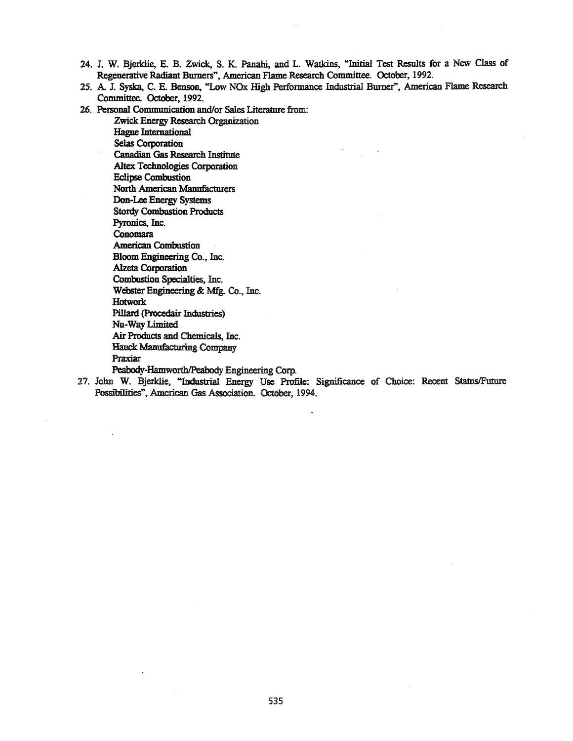24. J. W. Bjerklie, E. B. Zwick, S. K. Panahi, and L. Watkins, "Initial Test Results for a New Class of Regenerative Radiant Burners", American Flame Research Committee. October, 1992.
25. A. J. Syska, C. E. Benson, "Low NOx High Performance Industrial Burner", American Flame Research Committee. October, 1992.
26. Personal Communication and/or Sales Literature from:
    - Zwick Energy Research Organization
    - Hague International
    - Selas Corporation
    - Canadian Gas Research Institute
    - Altex Technologies Corporation
    - Eclipse Combustion
    - North American Manufacturers
    - Don-Lee Energy Systems
    - Stordy Combustion Products
    - Pyronics, Inc.
    - Conomara
    - American Combustion
    - Bloom Engineering Co., Inc.
    - Alzeta Corporation
    - Combustion Specialties, Inc.
    - Webster Engineering & Mfg. Co., Inc.
    - Hotwork
    - Pillard (Procedair Industries)
    - Nu-Way Limited
    - Air Products and Chemicals, Inc.
    - Hauck Manufacturing Company
    - Praxiar
    - Peabody-Hamworth/Peabody Engineering Corp.
27. John W. Bjerklie, "Industrial Energy Use Profile: Significance of Choice: Recent Status/Future Possibilities", American Gas Association. October, 1994.